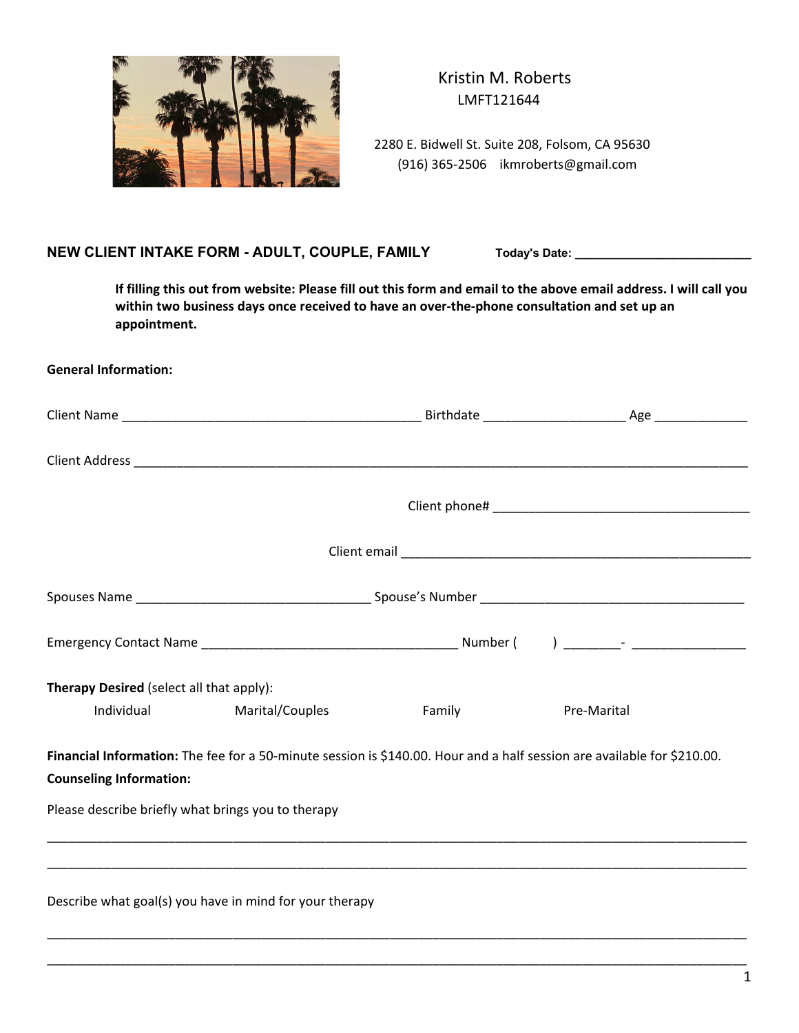Kristin M. Roberts
LMFT121644

2280 E. Bidwell St. Suite 208, Folsom, CA 95630
(916) 365-2506    ikmroberts@gmail.com

## NEW CLIENT INTAKE FORM - ADULT, COUPLE, FAMILY

**Today's Date:** ________________________

**If filling this out from website: Please fill out this form and email to the above email address. I will call you within two business days once received to have an over-the-phone consultation and set up an appointment.**

**General Information:**

Client Name ________________________________________ Birthdate ___________________ Age _____________

Client Address ________________________________________________________________________________

Client phone# ____________________________________

Client email ______________________________________________

Spouses Name _______________________________ Spouse's Number ____________________________________

Emergency Contact Name __________________________________ Number (      ) ________- ________________

**Therapy Desired** (select all that apply):

Individual    Marital/Couples    Family    Pre-Marital

**Financial Information:** The fee for a 50-minute session is $140.00. Hour and a half session are available for $210.00.

**Counseling Information:**

Please describe briefly what brings you to therapy

______________________________________________________________________________________________

______________________________________________________________________________________________

Describe what goal(s) you have in mind for your therapy

______________________________________________________________________________________________

______________________________________________________________________________________________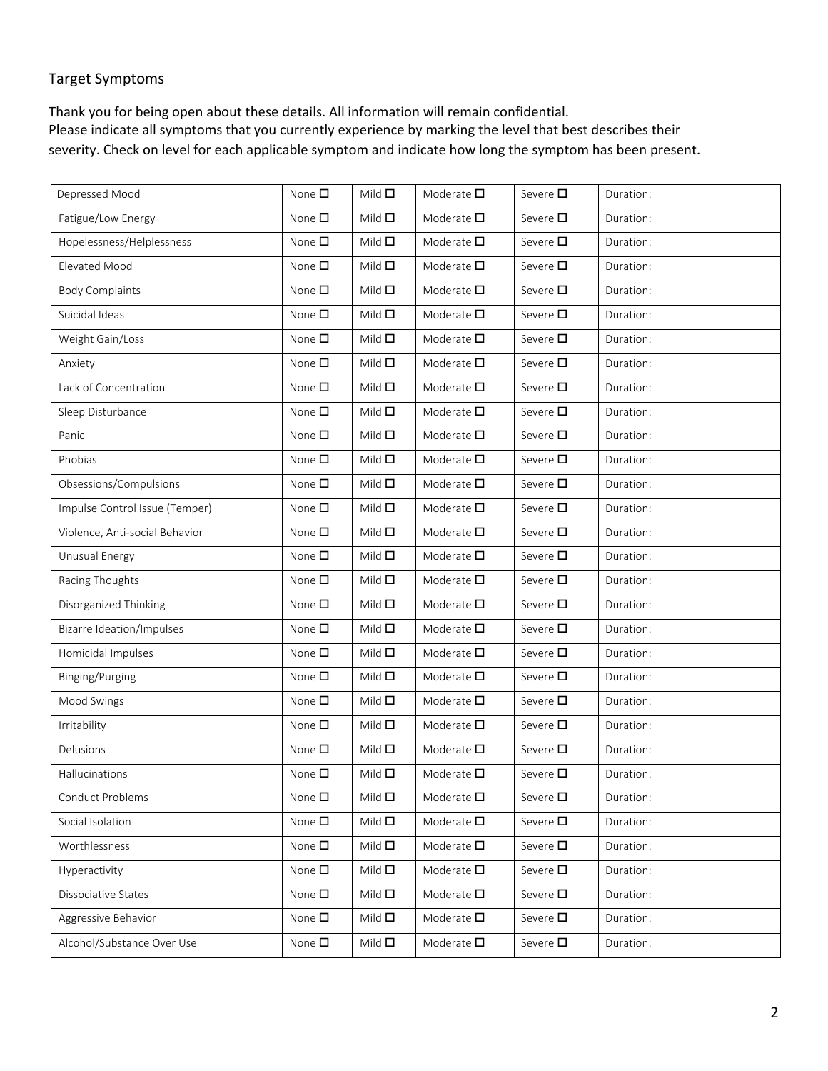## Target Symptoms

Thank you for being open about these details. All information will remain confidential.
Please indicate all symptoms that you currently experience by marking the level that best describes their severity. Check on level for each applicable symptom and indicate how long the symptom has been present.

| Symptom | None | Mild | Moderate | Severe | Duration |
|---|---|---|---|---|---|
| Depressed Mood | None ☐ | Mild ☐ | Moderate ☐ | Severe ☐ | Duration: |
| Fatigue/Low Energy | None ☐ | Mild ☐ | Moderate ☐ | Severe ☐ | Duration: |
| Hopelessness/Helplessness | None ☐ | Mild ☐ | Moderate ☐ | Severe ☐ | Duration: |
| Elevated Mood | None ☐ | Mild ☐ | Moderate ☐ | Severe ☐ | Duration: |
| Body Complaints | None ☐ | Mild ☐ | Moderate ☐ | Severe ☐ | Duration: |
| Suicidal Ideas | None ☐ | Mild ☐ | Moderate ☐ | Severe ☐ | Duration: |
| Weight Gain/Loss | None ☐ | Mild ☐ | Moderate ☐ | Severe ☐ | Duration: |
| Anxiety | None ☐ | Mild ☐ | Moderate ☐ | Severe ☐ | Duration: |
| Lack of Concentration | None ☐ | Mild ☐ | Moderate ☐ | Severe ☐ | Duration: |
| Sleep Disturbance | None ☐ | Mild ☐ | Moderate ☐ | Severe ☐ | Duration: |
| Panic | None ☐ | Mild ☐ | Moderate ☐ | Severe ☐ | Duration: |
| Phobias | None ☐ | Mild ☐ | Moderate ☐ | Severe ☐ | Duration: |
| Obsessions/Compulsions | None ☐ | Mild ☐ | Moderate ☐ | Severe ☐ | Duration: |
| Impulse Control Issue (Temper) | None ☐ | Mild ☐ | Moderate ☐ | Severe ☐ | Duration: |
| Violence, Anti-social Behavior | None ☐ | Mild ☐ | Moderate ☐ | Severe ☐ | Duration: |
| Unusual Energy | None ☐ | Mild ☐ | Moderate ☐ | Severe ☐ | Duration: |
| Racing Thoughts | None ☐ | Mild ☐ | Moderate ☐ | Severe ☐ | Duration: |
| Disorganized Thinking | None ☐ | Mild ☐ | Moderate ☐ | Severe ☐ | Duration: |
| Bizarre Ideation/Impulses | None ☐ | Mild ☐ | Moderate ☐ | Severe ☐ | Duration: |
| Homicidal Impulses | None ☐ | Mild ☐ | Moderate ☐ | Severe ☐ | Duration: |
| Binging/Purging | None ☐ | Mild ☐ | Moderate ☐ | Severe ☐ | Duration: |
| Mood Swings | None ☐ | Mild ☐ | Moderate ☐ | Severe ☐ | Duration: |
| Irritability | None ☐ | Mild ☐ | Moderate ☐ | Severe ☐ | Duration: |
| Delusions | None ☐ | Mild ☐ | Moderate ☐ | Severe ☐ | Duration: |
| Hallucinations | None ☐ | Mild ☐ | Moderate ☐ | Severe ☐ | Duration: |
| Conduct Problems | None ☐ | Mild ☐ | Moderate ☐ | Severe ☐ | Duration: |
| Social Isolation | None ☐ | Mild ☐ | Moderate ☐ | Severe ☐ | Duration: |
| Worthlessness | None ☐ | Mild ☐ | Moderate ☐ | Severe ☐ | Duration: |
| Hyperactivity | None ☐ | Mild ☐ | Moderate ☐ | Severe ☐ | Duration: |
| Dissociative States | None ☐ | Mild ☐ | Moderate ☐ | Severe ☐ | Duration: |
| Aggressive Behavior | None ☐ | Mild ☐ | Moderate ☐ | Severe ☐ | Duration: |
| Alcohol/Substance Over Use | None ☐ | Mild ☐ | Moderate ☐ | Severe ☐ | Duration: |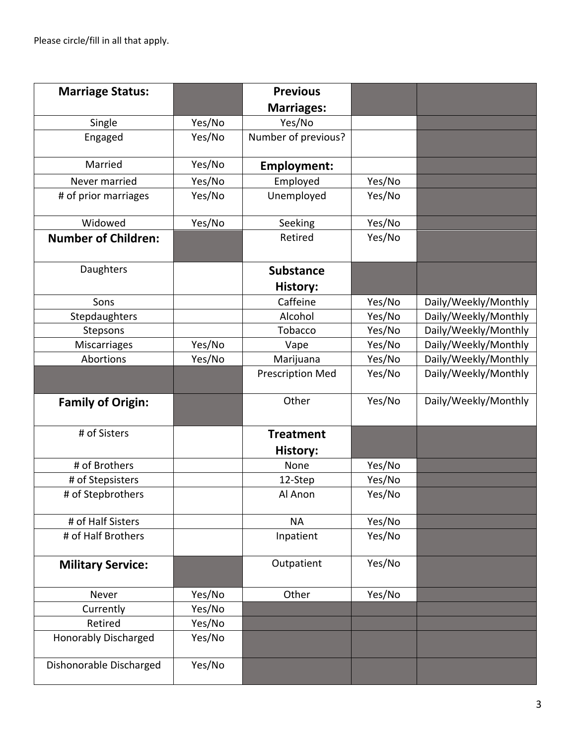Please circle/fill in all that apply.

| **Marriage Status:** | | **Previous Marriages:** | | |
|---|---|---|---|---|
| Single | Yes/No | Yes/No | | |
| Engaged | Yes/No | Number of previous? | | |
| Married | Yes/No | **Employment:** | | |
| Never married | Yes/No | Employed | Yes/No | |
| # of prior marriages | Yes/No | Unemployed | Yes/No | |
| Widowed | Yes/No | Seeking | Yes/No | |
| **Number of Children:** | | Retired | Yes/No | |
| Daughters | | **Substance History:** | | |
| Sons | | Caffeine | Yes/No | Daily/Weekly/Monthly |
| Stepdaughters | | Alcohol | Yes/No | Daily/Weekly/Monthly |
| Stepsons | | Tobacco | Yes/No | Daily/Weekly/Monthly |
| Miscarriages | Yes/No | Vape | Yes/No | Daily/Weekly/Monthly |
| Abortions | Yes/No | Marijuana | Yes/No | Daily/Weekly/Monthly |
| | | Prescription Med | Yes/No | Daily/Weekly/Monthly |
| **Family of Origin:** | | Other | Yes/No | Daily/Weekly/Monthly |
| # of Sisters | | **Treatment History:** | | |
| # of Brothers | | None | Yes/No | |
| # of Stepsisters | | 12-Step | Yes/No | |
| # of Stepbrothers | | Al Anon | Yes/No | |
| # of Half Sisters | | NA | Yes/No | |
| # of Half Brothers | | Inpatient | Yes/No | |
| **Military Service:** | | Outpatient | Yes/No | |
| Never | Yes/No | Other | Yes/No | |
| Currently | Yes/No | | | |
| Retired | Yes/No | | | |
| Honorably Discharged | Yes/No | | | |
| Dishonorable Discharged | Yes/No | | | |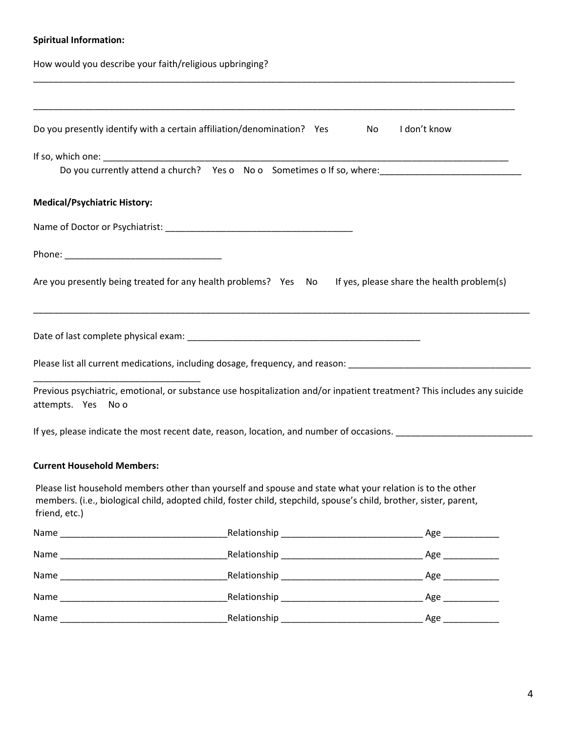**Spiritual Information:**

How would you describe your faith/religious upbringing?

____________________________________________________________________________________________________

____________________________________________________________________________________________________

Do you presently identify with a certain affiliation/denomination? Yes No I don't know

If so, which one: ___________________________________________________________________________________

Do you currently attend a church? Yes o No o Sometimes o If so, where:____________________________

**Medical/Psychiatric History:**

Name of Doctor or Psychiatrist: ______________________________________

Phone: _______________________________

Are you presently being treated for any health problems? Yes No If yes, please share the health problem(s)

____________________________________________________________________________________________________

Date of last complete physical exam: _______________________________________________

Please list all current medications, including dosage, frequency, and reason: ____________________________________

_________________________________

Previous psychiatric, emotional, or substance use hospitalization and/or inpatient treatment? This includes any suicide attempts. Yes No o

If yes, please indicate the most recent date, reason, location, and number of occasions. ___________________________

**Current Household Members:**

Please list household members other than yourself and spouse and state what your relation is to the other members. (i.e., biological child, adopted child, foster child, stepchild, spouse's child, brother, sister, parent, friend, etc.)

Name _________________________________Relationship ____________________________ Age ___________

Name _________________________________Relationship ____________________________ Age ___________

Name _________________________________Relationship ____________________________ Age ___________

Name _________________________________Relationship ____________________________ Age ___________

Name _________________________________Relationship ____________________________ Age ___________